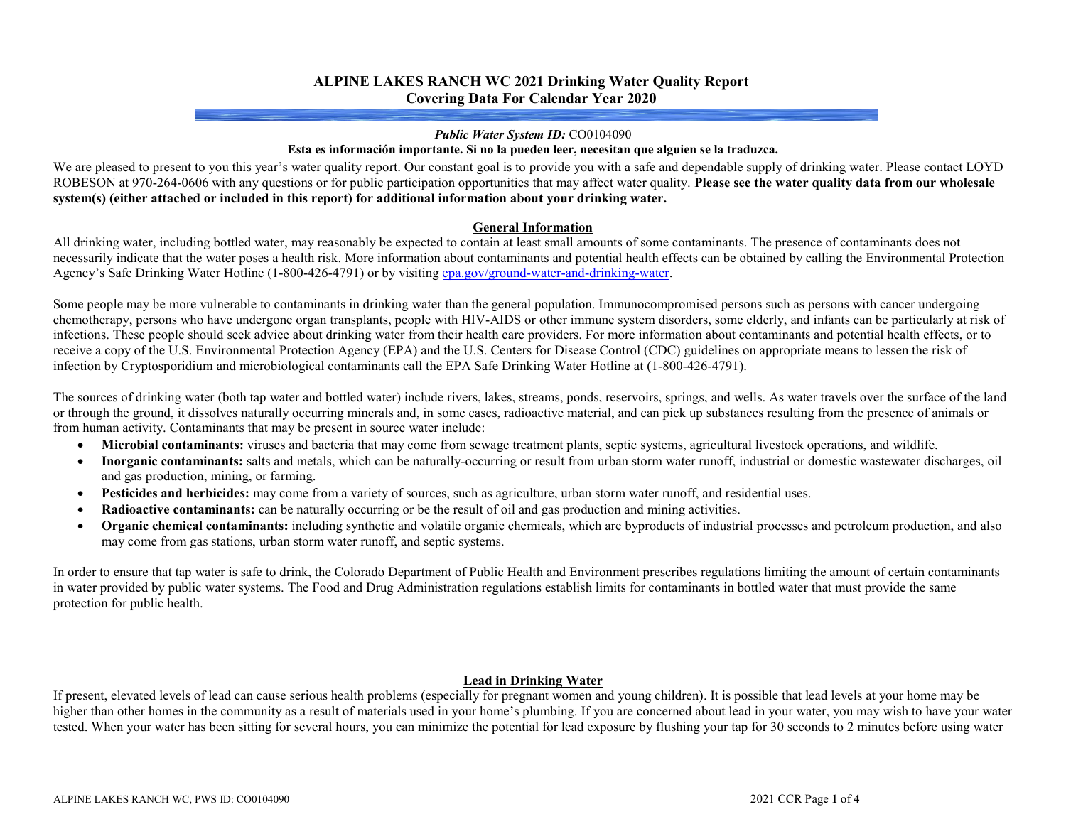# ALPINE LAKES RANCH WC 2021 Drinking Water Quality Report
## Covering Data For Calendar Year 2020

***Public Water System ID:*** CO0104090

**Esta es información importante. Si no la pueden leer, necesitan que alguien se la traduzca.**

We are pleased to present to you this year's water quality report. Our constant goal is to provide you with a safe and dependable supply of drinking water. Please contact LOYD ROBESON at 970-264-0606 with any questions or for public participation opportunities that may affect water quality. **Please see the water quality data from our wholesale system(s) (either attached or included in this report) for additional information about your drinking water.**

### General Information

All drinking water, including bottled water, may reasonably be expected to contain at least small amounts of some contaminants. The presence of contaminants does not necessarily indicate that the water poses a health risk. More information about contaminants and potential health effects can be obtained by calling the Environmental Protection Agency's Safe Drinking Water Hotline (1-800-426-4791) or by visiting [epa.gov/ground-water-and-drinking-water](epa.gov/ground-water-and-drinking-water).

Some people may be more vulnerable to contaminants in drinking water than the general population. Immunocompromised persons such as persons with cancer undergoing chemotherapy, persons who have undergone organ transplants, people with HIV-AIDS or other immune system disorders, some elderly, and infants can be particularly at risk of infections. These people should seek advice about drinking water from their health care providers. For more information about contaminants and potential health effects, or to receive a copy of the U.S. Environmental Protection Agency (EPA) and the U.S. Centers for Disease Control (CDC) guidelines on appropriate means to lessen the risk of infection by Cryptosporidium and microbiological contaminants call the EPA Safe Drinking Water Hotline at (1-800-426-4791).

The sources of drinking water (both tap water and bottled water) include rivers, lakes, streams, ponds, reservoirs, springs, and wells. As water travels over the surface of the land or through the ground, it dissolves naturally occurring minerals and, in some cases, radioactive material, and can pick up substances resulting from the presence of animals or from human activity. Contaminants that may be present in source water include:

- **Microbial contaminants:** viruses and bacteria that may come from sewage treatment plants, septic systems, agricultural livestock operations, and wildlife.
- **Inorganic contaminants:** salts and metals, which can be naturally-occurring or result from urban storm water runoff, industrial or domestic wastewater discharges, oil and gas production, mining, or farming.
- **Pesticides and herbicides:** may come from a variety of sources, such as agriculture, urban storm water runoff, and residential uses.
- **Radioactive contaminants:** can be naturally occurring or be the result of oil and gas production and mining activities.
- **Organic chemical contaminants:** including synthetic and volatile organic chemicals, which are byproducts of industrial processes and petroleum production, and also may come from gas stations, urban storm water runoff, and septic systems.

In order to ensure that tap water is safe to drink, the Colorado Department of Public Health and Environment prescribes regulations limiting the amount of certain contaminants in water provided by public water systems. The Food and Drug Administration regulations establish limits for contaminants in bottled water that must provide the same protection for public health.

### Lead in Drinking Water

If present, elevated levels of lead can cause serious health problems (especially for pregnant women and young children). It is possible that lead levels at your home may be higher than other homes in the community as a result of materials used in your home's plumbing. If you are concerned about lead in your water, you may wish to have your water tested. When your water has been sitting for several hours, you can minimize the potential for lead exposure by flushing your tap for 30 seconds to 2 minutes before using water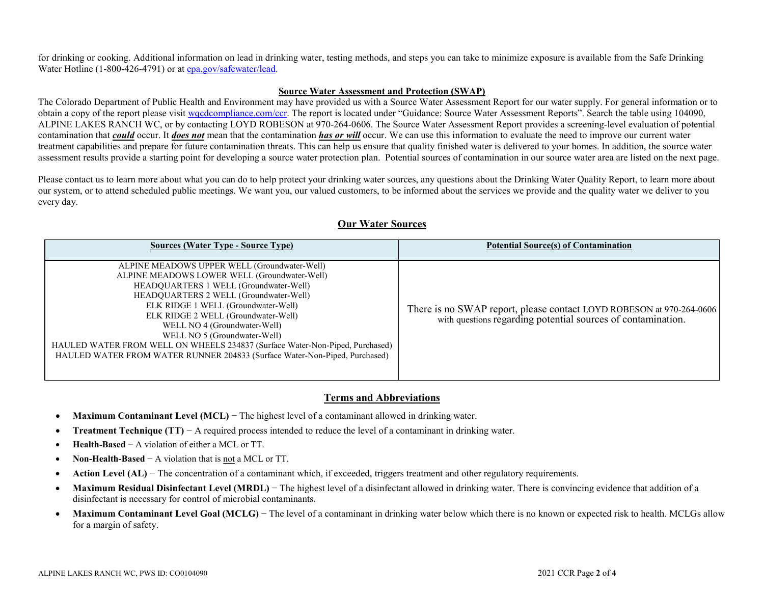for drinking or cooking. Additional information on lead in drinking water, testing methods, and steps you can take to minimize exposure is available from the Safe Drinking Water Hotline (1-800-426-4791) or at epa.gov/safewater/lead.

## Source Water Assessment and Protection (SWAP)

The Colorado Department of Public Health and Environment may have provided us with a Source Water Assessment Report for our water supply. For general information or to obtain a copy of the report please visit wqcdcompliance.com/ccr. The report is located under "Guidance: Source Water Assessment Reports". Search the table using 104090, ALPINE LAKES RANCH WC, or by contacting LOYD ROBESON at 970-264-0606. The Source Water Assessment Report provides a screening-level evaluation of potential contamination that ***could*** occur. It ***does not*** mean that the contamination ***has or will*** occur. We can use this information to evaluate the need to improve our current water treatment capabilities and prepare for future contamination threats. This can help us ensure that quality finished water is delivered to your homes. In addition, the source water assessment results provide a starting point for developing a source water protection plan. Potential sources of contamination in our source water area are listed on the next page.

Please contact us to learn more about what you can do to help protect your drinking water sources, any questions about the Drinking Water Quality Report, to learn more about our system, or to attend scheduled public meetings. We want you, our valued customers, to be informed about the services we provide and the quality water we deliver to you every day.

## Our Water Sources

| Sources (Water Type - Source Type) | Potential Source(s) of Contamination |
|---|---|
| ALPINE MEADOWS UPPER WELL (Groundwater-Well)<br>ALPINE MEADOWS LOWER WELL (Groundwater-Well)<br>HEADQUARTERS 1 WELL (Groundwater-Well)<br>HEADQUARTERS 2 WELL (Groundwater-Well)<br>ELK RIDGE 1 WELL (Groundwater-Well)<br>ELK RIDGE 2 WELL (Groundwater-Well)<br>WELL NO 4 (Groundwater-Well)<br>WELL NO 5 (Groundwater-Well)<br>HAULED WATER FROM WELL ON WHEELS 234837 (Surface Water-Non-Piped, Purchased)<br>HAULED WATER FROM WATER RUNNER 204833 (Surface Water-Non-Piped, Purchased) | There is no SWAP report, please contact LOYD ROBESON at 970-264-0606 with questions regarding potential sources of contamination. |

## Terms and Abbreviations

- **Maximum Contaminant Level (MCL)** − The highest level of a contaminant allowed in drinking water.
- **Treatment Technique (TT)** − A required process intended to reduce the level of a contaminant in drinking water.
- **Health-Based** − A violation of either a MCL or TT.
- **Non-Health-Based** − A violation that is not a MCL or TT.
- **Action Level (AL)** − The concentration of a contaminant which, if exceeded, triggers treatment and other regulatory requirements.
- **Maximum Residual Disinfectant Level (MRDL)** − The highest level of a disinfectant allowed in drinking water. There is convincing evidence that addition of a disinfectant is necessary for control of microbial contaminants.
- **Maximum Contaminant Level Goal (MCLG)** − The level of a contaminant in drinking water below which there is no known or expected risk to health. MCLGs allow for a margin of safety.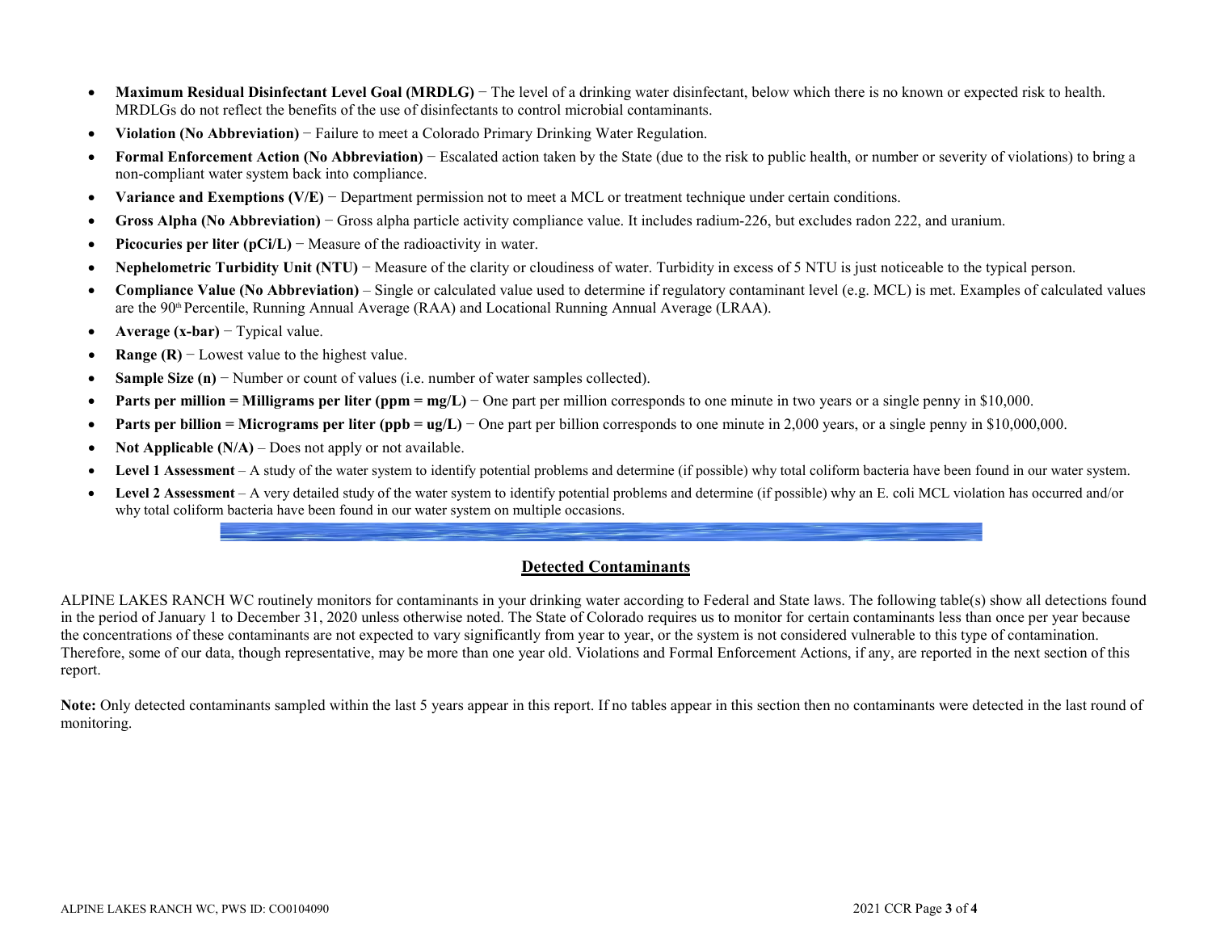- **Maximum Residual Disinfectant Level Goal (MRDLG)** − The level of a drinking water disinfectant, below which there is no known or expected risk to health. MRDLGs do not reflect the benefits of the use of disinfectants to control microbial contaminants.
- **Violation (No Abbreviation)** − Failure to meet a Colorado Primary Drinking Water Regulation.
- **Formal Enforcement Action (No Abbreviation)** − Escalated action taken by the State (due to the risk to public health, or number or severity of violations) to bring a non-compliant water system back into compliance.
- **Variance and Exemptions (V/E)** − Department permission not to meet a MCL or treatment technique under certain conditions.
- **Gross Alpha (No Abbreviation)** − Gross alpha particle activity compliance value. It includes radium-226, but excludes radon 222, and uranium.
- **Picocuries per liter (pCi/L)** − Measure of the radioactivity in water.
- **Nephelometric Turbidity Unit (NTU)** − Measure of the clarity or cloudiness of water. Turbidity in excess of 5 NTU is just noticeable to the typical person.
- **Compliance Value (No Abbreviation)** – Single or calculated value used to determine if regulatory contaminant level (e.g. MCL) is met. Examples of calculated values are the 90th Percentile, Running Annual Average (RAA) and Locational Running Annual Average (LRAA).
- **Average (x-bar)** − Typical value.
- **Range (R)** − Lowest value to the highest value.
- **Sample Size (n)** − Number or count of values (i.e. number of water samples collected).
- **Parts per million = Milligrams per liter (ppm = mg/L)** − One part per million corresponds to one minute in two years or a single penny in $10,000.
- **Parts per billion = Micrograms per liter (ppb = ug/L)** − One part per billion corresponds to one minute in 2,000 years, or a single penny in $10,000,000.
- **Not Applicable (N/A)** – Does not apply or not available.
- **Level 1 Assessment** – A study of the water system to identify potential problems and determine (if possible) why total coliform bacteria have been found in our water system.
- **Level 2 Assessment** – A very detailed study of the water system to identify potential problems and determine (if possible) why an E. coli MCL violation has occurred and/or why total coliform bacteria have been found in our water system on multiple occasions.

## Detected Contaminants

ALPINE LAKES RANCH WC routinely monitors for contaminants in your drinking water according to Federal and State laws. The following table(s) show all detections found in the period of January 1 to December 31, 2020 unless otherwise noted. The State of Colorado requires us to monitor for certain contaminants less than once per year because the concentrations of these contaminants are not expected to vary significantly from year to year, or the system is not considered vulnerable to this type of contamination. Therefore, some of our data, though representative, may be more than one year old. Violations and Formal Enforcement Actions, if any, are reported in the next section of this report.

**Note:** Only detected contaminants sampled within the last 5 years appear in this report. If no tables appear in this section then no contaminants were detected in the last round of monitoring.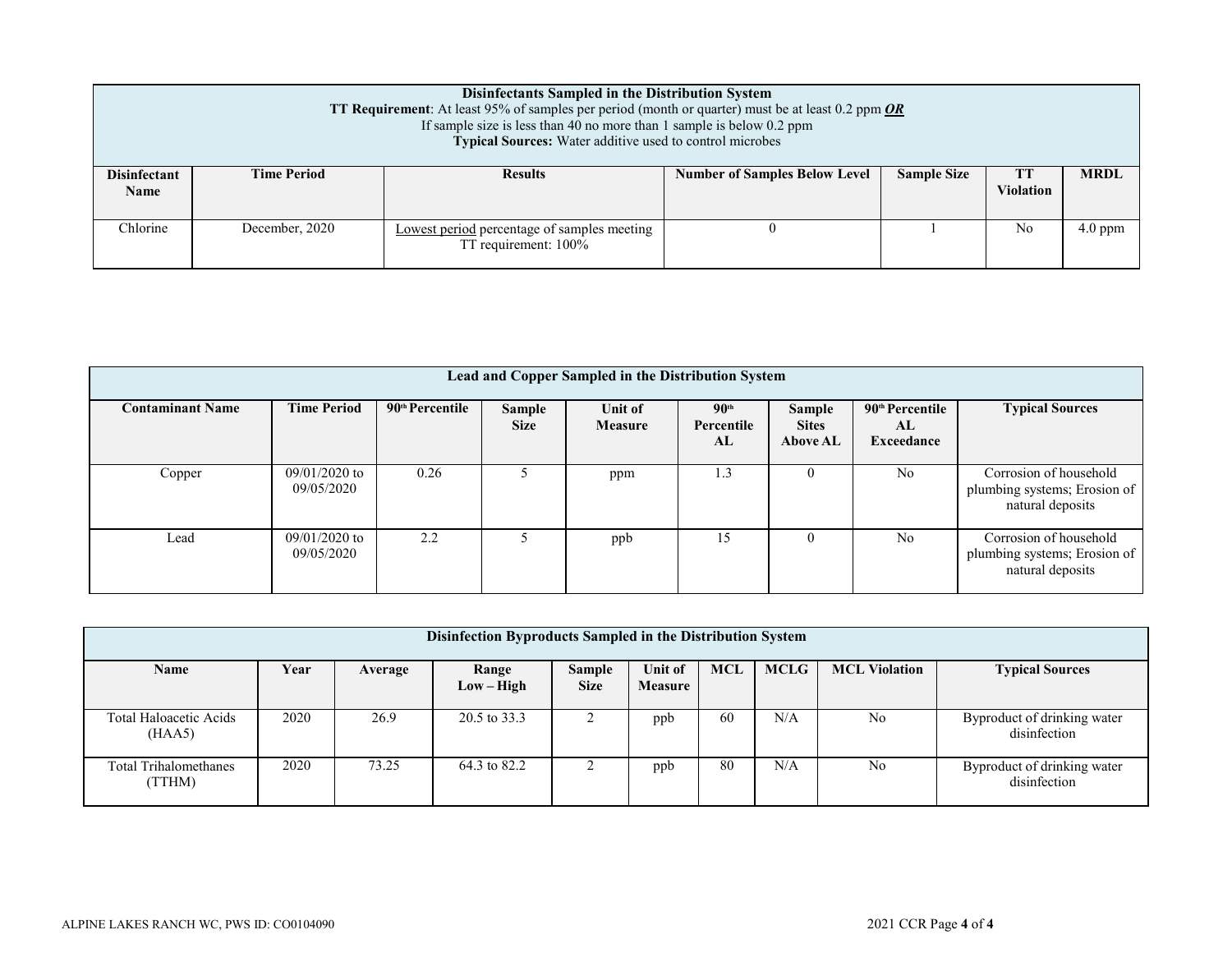| Disinfectants Sampled in the Distribution System<br>**TT Requirement**: At least 95% of samples per period (month or quarter) must be at least 0.2 ppm ***OR***<br>If sample size is less than 40 no more than 1 sample is below 0.2 ppm<br>**Typical Sources:** Water additive used to control microbes | | | | | | |
|---|---|---|---|---|---|---|
| **Disinfectant Name** | **Time Period** | **Results** | **Number of Samples Below Level** | **Sample Size** | **TT Violation** | **MRDL** |
| Chlorine | December, 2020 | Lowest period percentage of samples meeting TT requirement: 100% | 0 | 1 | No | 4.0 ppm |

| Lead and Copper Sampled in the Distribution System | | | | | | | | |
|---|---|---|---|---|---|---|---|---|
| **Contaminant Name** | **Time Period** | **90th Percentile** | **Sample Size** | **Unit of Measure** | **90th Percentile AL** | **Sample Sites Above AL** | **90th Percentile AL Exceedance** | **Typical Sources** |
| Copper | 09/01/2020 to 09/05/2020 | 0.26 | 5 | ppm | 1.3 | 0 | No | Corrosion of household plumbing systems; Erosion of natural deposits |
| Lead | 09/01/2020 to 09/05/2020 | 2.2 | 5 | ppb | 15 | 0 | No | Corrosion of household plumbing systems; Erosion of natural deposits |

| Disinfection Byproducts Sampled in the Distribution System | | | | | | | | | |
|---|---|---|---|---|---|---|---|---|---|
| **Name** | **Year** | **Average** | **Range Low – High** | **Sample Size** | **Unit of Measure** | **MCL** | **MCLG** | **MCL Violation** | **Typical Sources** |
| Total Haloacetic Acids (HAA5) | 2020 | 26.9 | 20.5 to 33.3 | 2 | ppb | 60 | N/A | No | Byproduct of drinking water disinfection |
| Total Trihalomethanes (TTHM) | 2020 | 73.25 | 64.3 to 82.2 | 2 | ppb | 80 | N/A | No | Byproduct of drinking water disinfection |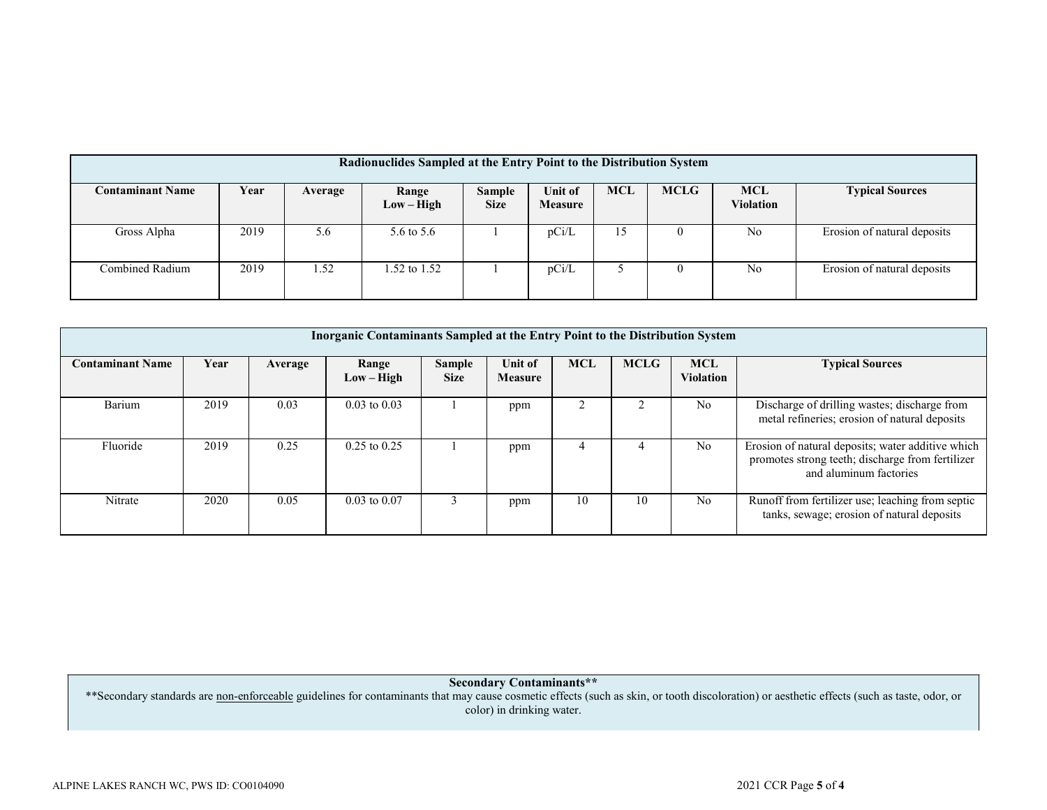| Radionuclides Sampled at the Entry Point to the Distribution System | | | | | | | | | |
|---|---|---|---|---|---|---|---|---|---|
| **Contaminant Name** | **Year** | **Average** | **Range Low – High** | **Sample Size** | **Unit of Measure** | **MCL** | **MCLG** | **MCL Violation** | **Typical Sources** |
| Gross Alpha | 2019 | 5.6 | 5.6 to 5.6 | 1 | pCi/L | 15 | 0 | No | Erosion of natural deposits |
| Combined Radium | 2019 | 1.52 | 1.52 to 1.52 | 1 | pCi/L | 5 | 0 | No | Erosion of natural deposits |

| Inorganic Contaminants Sampled at the Entry Point to the Distribution System | | | | | | | | | |
|---|---|---|---|---|---|---|---|---|---|
| **Contaminant Name** | **Year** | **Average** | **Range Low – High** | **Sample Size** | **Unit of Measure** | **MCL** | **MCLG** | **MCL Violation** | **Typical Sources** |
| Barium | 2019 | 0.03 | 0.03 to 0.03 | 1 | ppm | 2 | 2 | No | Discharge of drilling wastes; discharge from metal refineries; erosion of natural deposits |
| Fluoride | 2019 | 0.25 | 0.25 to 0.25 | 1 | ppm | 4 | 4 | No | Erosion of natural deposits; water additive which promotes strong teeth; discharge from fertilizer and aluminum factories |
| Nitrate | 2020 | 0.05 | 0.03 to 0.07 | 3 | ppm | 10 | 10 | No | Runoff from fertilizer use; leaching from septic tanks, sewage; erosion of natural deposits |

**Secondary Contaminants****

**Secondary standards are non-enforceable guidelines for contaminants that may cause cosmetic effects (such as skin, or tooth discoloration) or aesthetic effects (such as taste, odor, or color) in drinking water.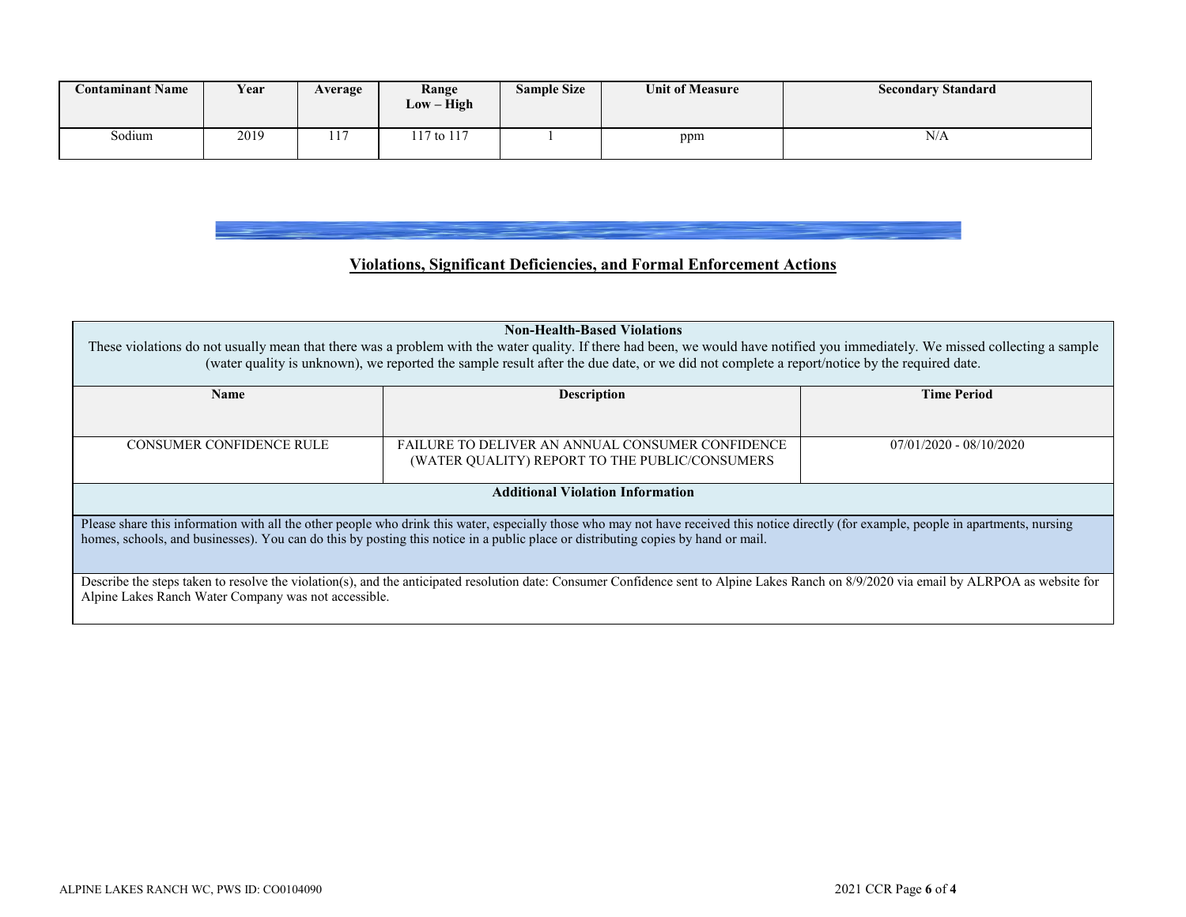| Contaminant Name | Year | Average | Range Low – High | Sample Size | Unit of Measure | Secondary Standard |
|---|---|---|---|---|---|---|
| Sodium | 2019 | 117 | 117 to 117 | 1 | ppm | N/A |

## Violations, Significant Deficiencies, and Formal Enforcement Actions

**Non-Health-Based Violations**

These violations do not usually mean that there was a problem with the water quality. If there had been, we would have notified you immediately. We missed collecting a sample (water quality is unknown), we reported the sample result after the due date, or we did not complete a report/notice by the required date.

| Name | Description | Time Period |
|---|---|---|
| CONSUMER CONFIDENCE RULE | FAILURE TO DELIVER AN ANNUAL CONSUMER CONFIDENCE (WATER QUALITY) REPORT TO THE PUBLIC/CONSUMERS | 07/01/2020 - 08/10/2020 |

**Additional Violation Information**

Please share this information with all the other people who drink this water, especially those who may not have received this notice directly (for example, people in apartments, nursing homes, schools, and businesses). You can do this by posting this notice in a public place or distributing copies by hand or mail.

Describe the steps taken to resolve the violation(s), and the anticipated resolution date: Consumer Confidence sent to Alpine Lakes Ranch on 8/9/2020 via email by ALRPOA as website for Alpine Lakes Ranch Water Company was not accessible.